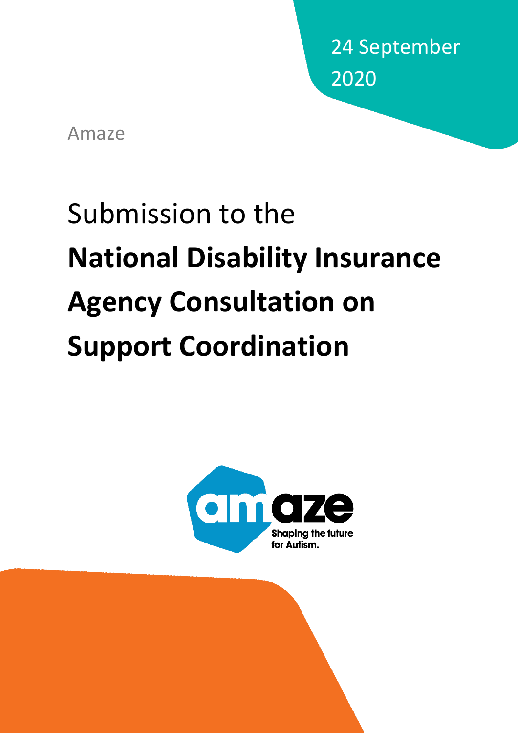24 September 2020

Amaze

# Submission to the **National Disability Insurance Agency Consultation on Support Coordination**

amaze

Shaping the future for Autism.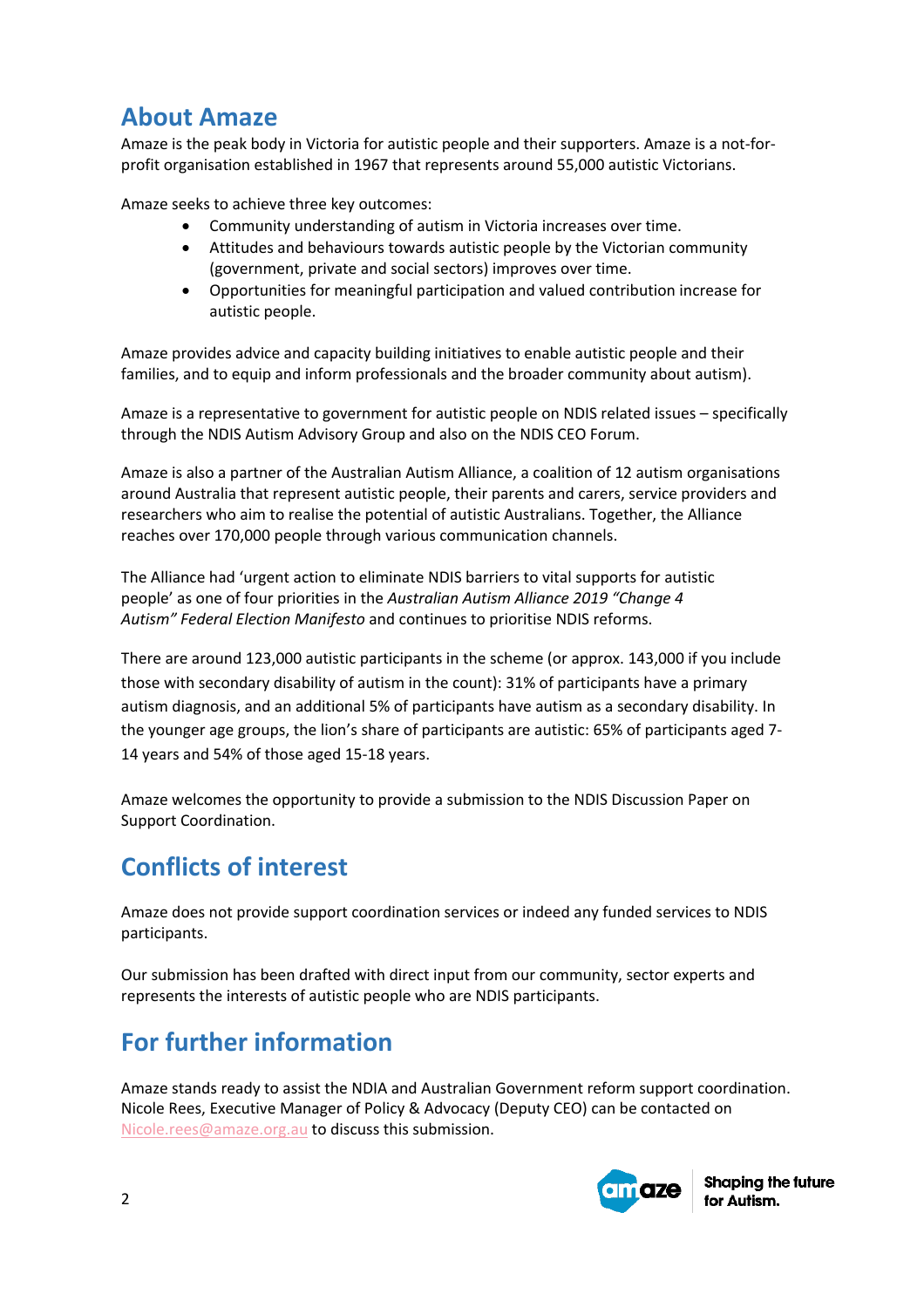## About Amaze

Amaze is the peak body in Victoria for autistic people and their supporters. Amaze is a not-for-profit organisation established in 1967 that represents around 55,000 autistic Victorians.

Amaze seeks to achieve three key outcomes:

- Community understanding of autism in Victoria increases over time.
- Attitudes and behaviours towards autistic people by the Victorian community (government, private and social sectors) improves over time.
- Opportunities for meaningful participation and valued contribution increase for autistic people.

Amaze provides advice and capacity building initiatives to enable autistic people and their families, and to equip and inform professionals and the broader community about autism).

Amaze is a representative to government for autistic people on NDIS related issues – specifically through the NDIS Autism Advisory Group and also on the NDIS CEO Forum.

Amaze is also a partner of the Australian Autism Alliance, a coalition of 12 autism organisations around Australia that represent autistic people, their parents and carers, service providers and researchers who aim to realise the potential of autistic Australians. Together, the Alliance reaches over 170,000 people through various communication channels.

The Alliance had 'urgent action to eliminate NDIS barriers to vital supports for autistic people' as one of four priorities in the *Australian Autism Alliance 2019 "Change 4 Autism" Federal Election Manifesto* and continues to prioritise NDIS reforms.

There are around 123,000 autistic participants in the scheme (or approx. 143,000 if you include those with secondary disability of autism in the count): 31% of participants have a primary autism diagnosis, and an additional 5% of participants have autism as a secondary disability. In the younger age groups, the lion's share of participants are autistic: 65% of participants aged 7-14 years and 54% of those aged 15-18 years.

Amaze welcomes the opportunity to provide a submission to the NDIS Discussion Paper on Support Coordination.

## Conflicts of interest

Amaze does not provide support coordination services or indeed any funded services to NDIS participants.

Our submission has been drafted with direct input from our community, sector experts and represents the interests of autistic people who are NDIS participants.

## For further information

Amaze stands ready to assist the NDIA and Australian Government reform support coordination. Nicole Rees, Executive Manager of Policy & Advocacy (Deputy CEO) can be contacted on Nicole.rees@amaze.org.au to discuss this submission.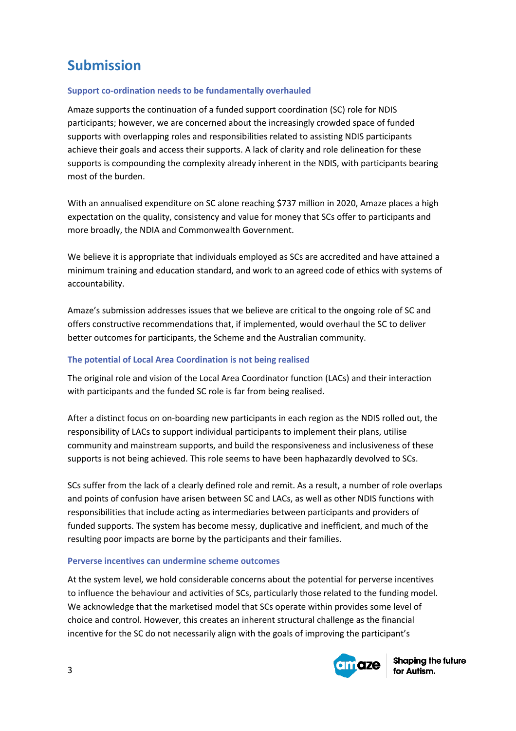# Submission

### Support co-ordination needs to be fundamentally overhauled

Amaze supports the continuation of a funded support coordination (SC) role for NDIS participants; however, we are concerned about the increasingly crowded space of funded supports with overlapping roles and responsibilities related to assisting NDIS participants achieve their goals and access their supports. A lack of clarity and role delineation for these supports is compounding the complexity already inherent in the NDIS, with participants bearing most of the burden.

With an annualised expenditure on SC alone reaching $737 million in 2020, Amaze places a high expectation on the quality, consistency and value for money that SCs offer to participants and more broadly, the NDIA and Commonwealth Government.

We believe it is appropriate that individuals employed as SCs are accredited and have attained a minimum training and education standard, and work to an agreed code of ethics with systems of accountability.

Amaze's submission addresses issues that we believe are critical to the ongoing role of SC and offers constructive recommendations that, if implemented, would overhaul the SC to deliver better outcomes for participants, the Scheme and the Australian community.

### The potential of Local Area Coordination is not being realised

The original role and vision of the Local Area Coordinator function (LACs) and their interaction with participants and the funded SC role is far from being realised.

After a distinct focus on on-boarding new participants in each region as the NDIS rolled out, the responsibility of LACs to support individual participants to implement their plans, utilise community and mainstream supports, and build the responsiveness and inclusiveness of these supports is not being achieved. This role seems to have been haphazardly devolved to SCs.

SCs suffer from the lack of a clearly defined role and remit. As a result, a number of role overlaps and points of confusion have arisen between SC and LACs, as well as other NDIS functions with responsibilities that include acting as intermediaries between participants and providers of funded supports. The system has become messy, duplicative and inefficient, and much of the resulting poor impacts are borne by the participants and their families.

### Perverse incentives can undermine scheme outcomes

At the system level, we hold considerable concerns about the potential for perverse incentives to influence the behaviour and activities of SCs, particularly those related to the funding model. We acknowledge that the marketised model that SCs operate within provides some level of choice and control. However, this creates an inherent structural challenge as the financial incentive for the SC do not necessarily align with the goals of improving the participant's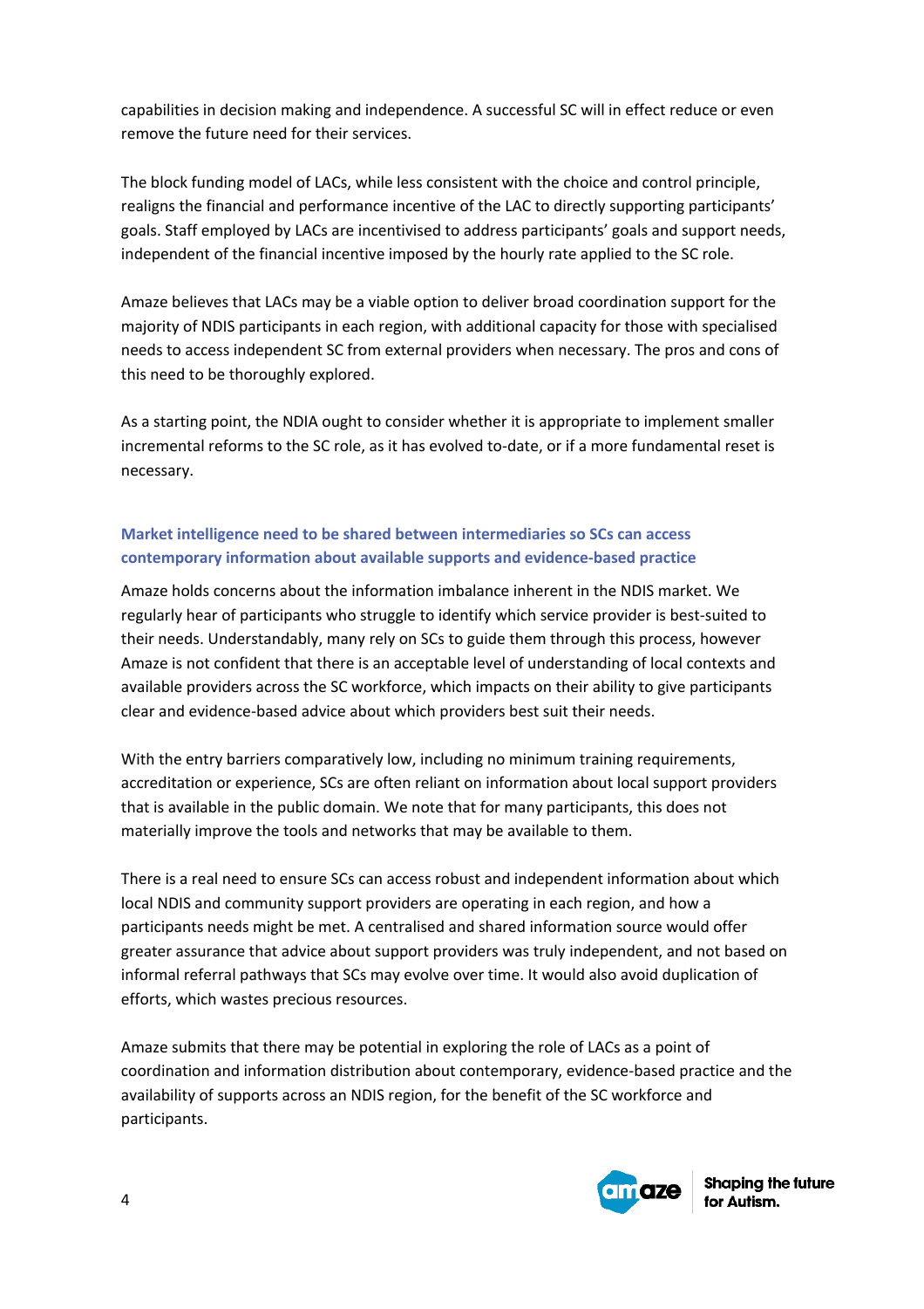capabilities in decision making and independence. A successful SC will in effect reduce or even remove the future need for their services.

The block funding model of LACs, while less consistent with the choice and control principle, realigns the financial and performance incentive of the LAC to directly supporting participants' goals. Staff employed by LACs are incentivised to address participants' goals and support needs, independent of the financial incentive imposed by the hourly rate applied to the SC role.

Amaze believes that LACs may be a viable option to deliver broad coordination support for the majority of NDIS participants in each region, with additional capacity for those with specialised needs to access independent SC from external providers when necessary. The pros and cons of this need to be thoroughly explored.

As a starting point, the NDIA ought to consider whether it is appropriate to implement smaller incremental reforms to the SC role, as it has evolved to-date, or if a more fundamental reset is necessary.

### Market intelligence need to be shared between intermediaries so SCs can access contemporary information about available supports and evidence-based practice

Amaze holds concerns about the information imbalance inherent in the NDIS market. We regularly hear of participants who struggle to identify which service provider is best-suited to their needs. Understandably, many rely on SCs to guide them through this process, however Amaze is not confident that there is an acceptable level of understanding of local contexts and available providers across the SC workforce, which impacts on their ability to give participants clear and evidence-based advice about which providers best suit their needs.

With the entry barriers comparatively low, including no minimum training requirements, accreditation or experience, SCs are often reliant on information about local support providers that is available in the public domain. We note that for many participants, this does not materially improve the tools and networks that may be available to them.

There is a real need to ensure SCs can access robust and independent information about which local NDIS and community support providers are operating in each region, and how a participants needs might be met. A centralised and shared information source would offer greater assurance that advice about support providers was truly independent, and not based on informal referral pathways that SCs may evolve over time. It would also avoid duplication of efforts, which wastes precious resources.

Amaze submits that there may be potential in exploring the role of LACs as a point of coordination and information distribution about contemporary, evidence-based practice and the availability of supports across an NDIS region, for the benefit of the SC workforce and participants.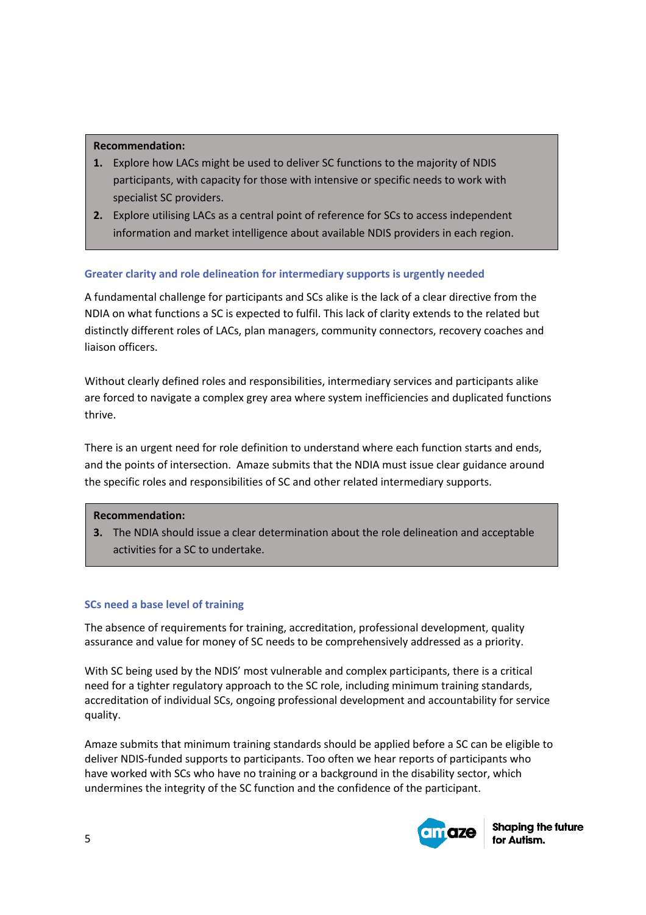**Recommendation:**

1. Explore how LACs might be used to deliver SC functions to the majority of NDIS participants, with capacity for those with intensive or specific needs to work with specialist SC providers.
2. Explore utilising LACs as a central point of reference for SCs to access independent information and market intelligence about available NDIS providers in each region.

### Greater clarity and role delineation for intermediary supports is urgently needed

A fundamental challenge for participants and SCs alike is the lack of a clear directive from the NDIA on what functions a SC is expected to fulfil. This lack of clarity extends to the related but distinctly different roles of LACs, plan managers, community connectors, recovery coaches and liaison officers.

Without clearly defined roles and responsibilities, intermediary services and participants alike are forced to navigate a complex grey area where system inefficiencies and duplicated functions thrive.

There is an urgent need for role definition to understand where each function starts and ends, and the points of intersection. Amaze submits that the NDIA must issue clear guidance around the specific roles and responsibilities of SC and other related intermediary supports.

**Recommendation:**

3. The NDIA should issue a clear determination about the role delineation and acceptable activities for a SC to undertake.

### SCs need a base level of training

The absence of requirements for training, accreditation, professional development, quality assurance and value for money of SC needs to be comprehensively addressed as a priority.

With SC being used by the NDIS' most vulnerable and complex participants, there is a critical need for a tighter regulatory approach to the SC role, including minimum training standards, accreditation of individual SCs, ongoing professional development and accountability for service quality.

Amaze submits that minimum training standards should be applied before a SC can be eligible to deliver NDIS-funded supports to participants. Too often we hear reports of participants who have worked with SCs who have no training or a background in the disability sector, which undermines the integrity of the SC function and the confidence of the participant.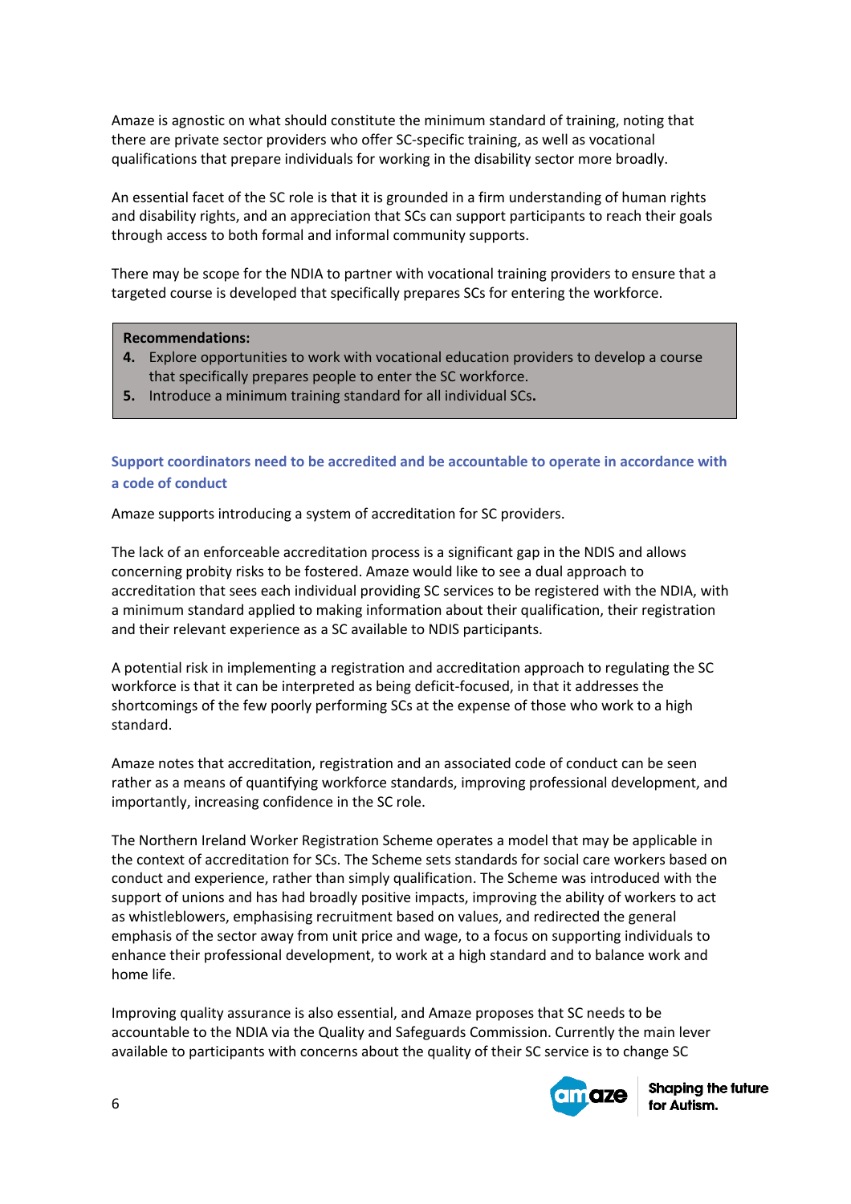Amaze is agnostic on what should constitute the minimum standard of training, noting that there are private sector providers who offer SC-specific training, as well as vocational qualifications that prepare individuals for working in the disability sector more broadly.

An essential facet of the SC role is that it is grounded in a firm understanding of human rights and disability rights, and an appreciation that SCs can support participants to reach their goals through access to both formal and informal community supports.

There may be scope for the NDIA to partner with vocational training providers to ensure that a targeted course is developed that specifically prepares SCs for entering the workforce.

**Recommendations:**

4. Explore opportunities to work with vocational education providers to develop a course that specifically prepares people to enter the SC workforce.
5. Introduce a minimum training standard for all individual SCs.

### Support coordinators need to be accredited and be accountable to operate in accordance with a code of conduct

Amaze supports introducing a system of accreditation for SC providers.

The lack of an enforceable accreditation process is a significant gap in the NDIS and allows concerning probity risks to be fostered. Amaze would like to see a dual approach to accreditation that sees each individual providing SC services to be registered with the NDIA, with a minimum standard applied to making information about their qualification, their registration and their relevant experience as a SC available to NDIS participants.

A potential risk in implementing a registration and accreditation approach to regulating the SC workforce is that it can be interpreted as being deficit-focused, in that it addresses the shortcomings of the few poorly performing SCs at the expense of those who work to a high standard.

Amaze notes that accreditation, registration and an associated code of conduct can be seen rather as a means of quantifying workforce standards, improving professional development, and importantly, increasing confidence in the SC role.

The Northern Ireland Worker Registration Scheme operates a model that may be applicable in the context of accreditation for SCs. The Scheme sets standards for social care workers based on conduct and experience, rather than simply qualification. The Scheme was introduced with the support of unions and has had broadly positive impacts, improving the ability of workers to act as whistleblowers, emphasising recruitment based on values, and redirected the general emphasis of the sector away from unit price and wage, to a focus on supporting individuals to enhance their professional development, to work at a high standard and to balance work and home life.

Improving quality assurance is also essential, and Amaze proposes that SC needs to be accountable to the NDIA via the Quality and Safeguards Commission. Currently the main lever available to participants with concerns about the quality of their SC service is to change SC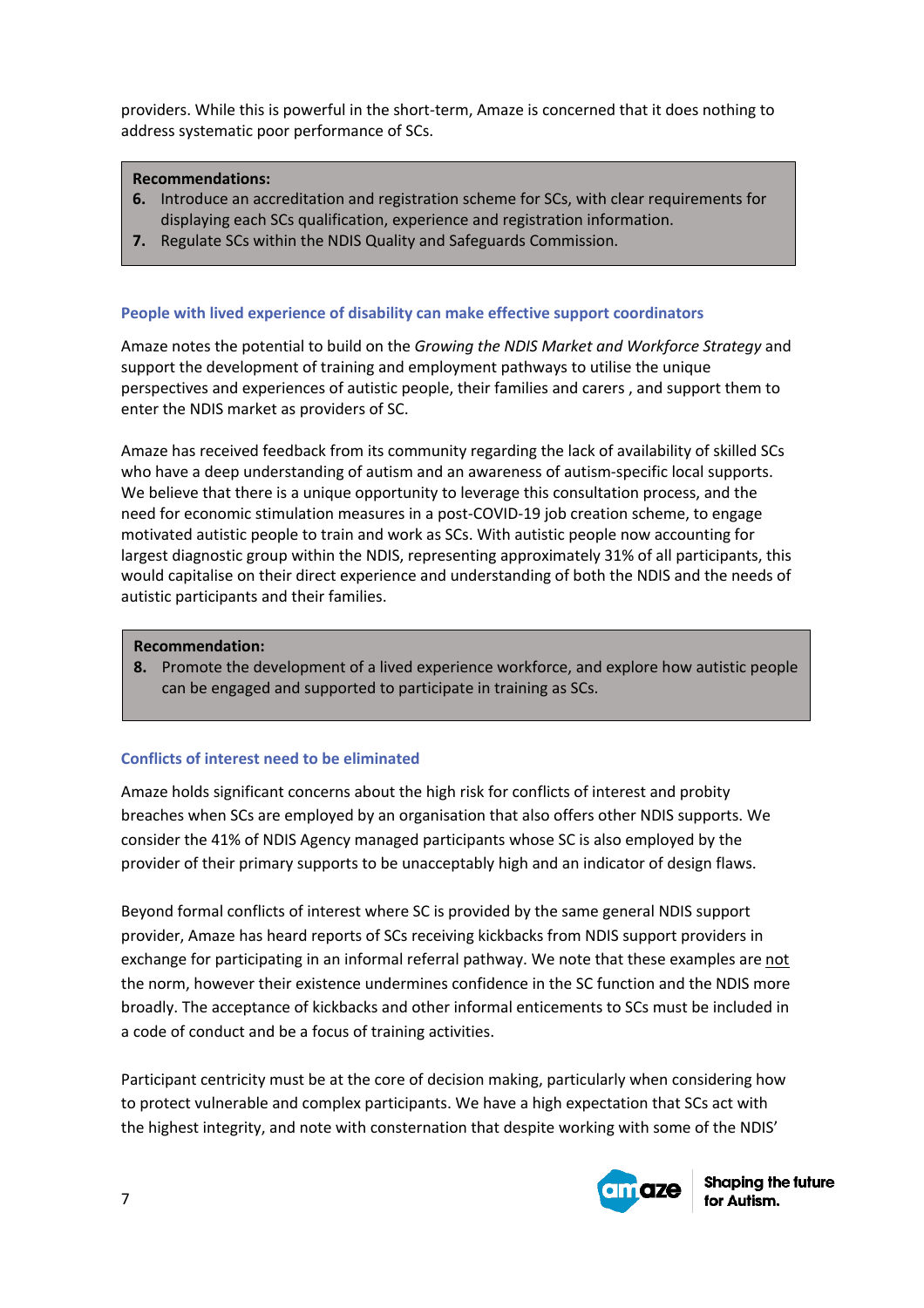providers. While this is powerful in the short-term, Amaze is concerned that it does nothing to address systematic poor performance of SCs.

> **Recommendations:**
> 6. Introduce an accreditation and registration scheme for SCs, with clear requirements for displaying each SCs qualification, experience and registration information.
> 7. Regulate SCs within the NDIS Quality and Safeguards Commission.

### People with lived experience of disability can make effective support coordinators

Amaze notes the potential to build on the *Growing the NDIS Market and Workforce Strategy* and support the development of training and employment pathways to utilise the unique perspectives and experiences of autistic people, their families and carers , and support them to enter the NDIS market as providers of SC.

Amaze has received feedback from its community regarding the lack of availability of skilled SCs who have a deep understanding of autism and an awareness of autism-specific local supports. We believe that there is a unique opportunity to leverage this consultation process, and the need for economic stimulation measures in a post-COVID-19 job creation scheme, to engage motivated autistic people to train and work as SCs. With autistic people now accounting for largest diagnostic group within the NDIS, representing approximately 31% of all participants, this would capitalise on their direct experience and understanding of both the NDIS and the needs of autistic participants and their families.

> **Recommendation:**
> 8. Promote the development of a lived experience workforce, and explore how autistic people can be engaged and supported to participate in training as SCs.

### Conflicts of interest need to be eliminated

Amaze holds significant concerns about the high risk for conflicts of interest and probity breaches when SCs are employed by an organisation that also offers other NDIS supports. We consider the 41% of NDIS Agency managed participants whose SC is also employed by the provider of their primary supports to be unacceptably high and an indicator of design flaws.

Beyond formal conflicts of interest where SC is provided by the same general NDIS support provider, Amaze has heard reports of SCs receiving kickbacks from NDIS support providers in exchange for participating in an informal referral pathway. We note that these examples are <u>not</u> the norm, however their existence undermines confidence in the SC function and the NDIS more broadly. The acceptance of kickbacks and other informal enticements to SCs must be included in a code of conduct and be a focus of training activities.

Participant centricity must be at the core of decision making, particularly when considering how to protect vulnerable and complex participants. We have a high expectation that SCs act with the highest integrity, and note with consternation that despite working with some of the NDIS'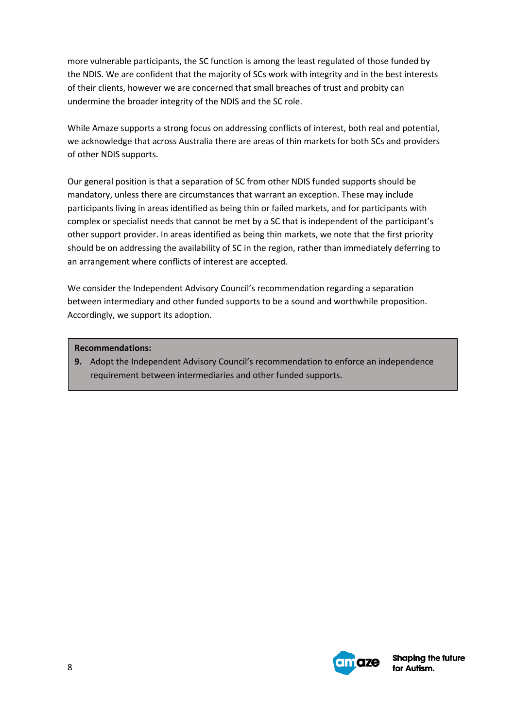more vulnerable participants, the SC function is among the least regulated of those funded by the NDIS. We are confident that the majority of SCs work with integrity and in the best interests of their clients, however we are concerned that small breaches of trust and probity can undermine the broader integrity of the NDIS and the SC role.

While Amaze supports a strong focus on addressing conflicts of interest, both real and potential, we acknowledge that across Australia there are areas of thin markets for both SCs and providers of other NDIS supports.

Our general position is that a separation of SC from other NDIS funded supports should be mandatory, unless there are circumstances that warrant an exception. These may include participants living in areas identified as being thin or failed markets, and for participants with complex or specialist needs that cannot be met by a SC that is independent of the participant's other support provider. In areas identified as being thin markets, we note that the first priority should be on addressing the availability of SC in the region, rather than immediately deferring to an arrangement where conflicts of interest are accepted.

We consider the Independent Advisory Council's recommendation regarding a separation between intermediary and other funded supports to be a sound and worthwhile proposition. Accordingly, we support its adoption.

**Recommendations:**

**9.** Adopt the Independent Advisory Council's recommendation to enforce an independence requirement between intermediaries and other funded supports.